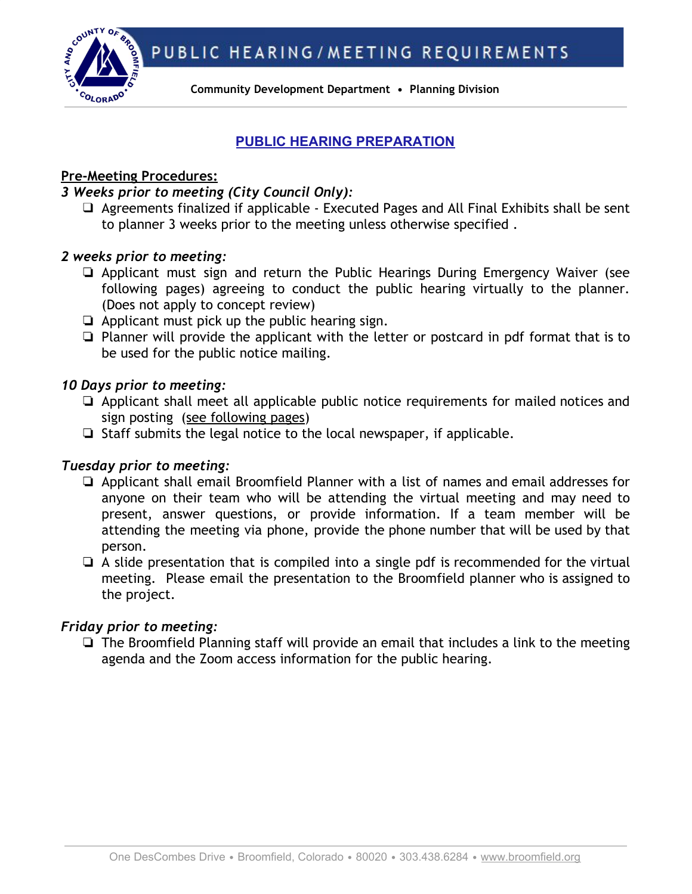# PUBLIC HEARING/MEETING REQUIREMENTS

**Community Development Department • Planning Division**

## PUBLIC HEARING PREPARATION

**Pre-Meeting Procedures:**

***3 Weeks prior to meeting (City Council Only):***

- ❑ Agreements finalized if applicable - Executed Pages and All Final Exhibits shall be sent to planner 3 weeks prior to the meeting unless otherwise specified .

***2 weeks prior to meeting:***

- ❑ Applicant must sign and return the Public Hearings During Emergency Waiver (see following pages) agreeing to conduct the public hearing virtually to the planner. (Does not apply to concept review)
- ❑ Applicant must pick up the public hearing sign.
- ❑ Planner will provide the applicant with the letter or postcard in pdf format that is to be used for the public notice mailing.

***10 Days prior to meeting:***

- ❑ Applicant shall meet all applicable public notice requirements for mailed notices and sign posting (see following pages)
- ❑ Staff submits the legal notice to the local newspaper, if applicable.

***Tuesday prior to meeting:***

- ❑ Applicant shall email Broomfield Planner with a list of names and email addresses for anyone on their team who will be attending the virtual meeting and may need to present, answer questions, or provide information. If a team member will be attending the meeting via phone, provide the phone number that will be used by that person.
- ❑ A slide presentation that is compiled into a single pdf is recommended for the virtual meeting. Please email the presentation to the Broomfield planner who is assigned to the project.

***Friday prior to meeting:***

- ❑ The Broomfield Planning staff will provide an email that includes a link to the meeting agenda and the Zoom access information for the public hearing.

One DesCombes Drive • Broomfield, Colorado • 80020 • 303.438.6284 • www.broomfield.org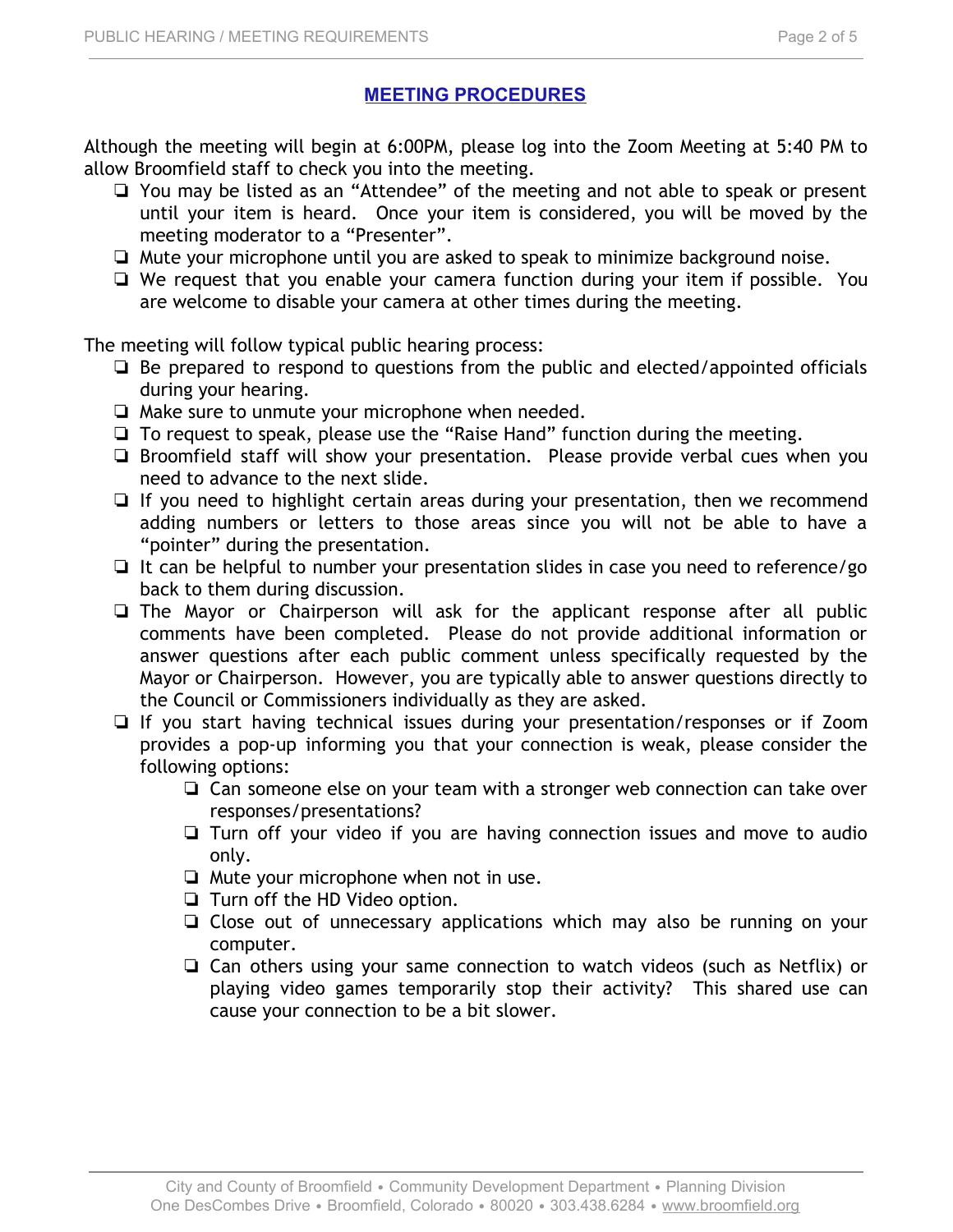## MEETING PROCEDURES

Although the meeting will begin at 6:00PM, please log into the Zoom Meeting at 5:40 PM to allow Broomfield staff to check you into the meeting.

- ❏ You may be listed as an "Attendee" of the meeting and not able to speak or present until your item is heard. Once your item is considered, you will be moved by the meeting moderator to a "Presenter".
- ❏ Mute your microphone until you are asked to speak to minimize background noise.
- ❏ We request that you enable your camera function during your item if possible. You are welcome to disable your camera at other times during the meeting.

The meeting will follow typical public hearing process:

- ❏ Be prepared to respond to questions from the public and elected/appointed officials during your hearing.
- ❏ Make sure to unmute your microphone when needed.
- ❏ To request to speak, please use the "Raise Hand" function during the meeting.
- ❏ Broomfield staff will show your presentation. Please provide verbal cues when you need to advance to the next slide.
- ❏ If you need to highlight certain areas during your presentation, then we recommend adding numbers or letters to those areas since you will not be able to have a "pointer" during the presentation.
- ❏ It can be helpful to number your presentation slides in case you need to reference/go back to them during discussion.
- ❏ The Mayor or Chairperson will ask for the applicant response after all public comments have been completed. Please do not provide additional information or answer questions after each public comment unless specifically requested by the Mayor or Chairperson. However, you are typically able to answer questions directly to the Council or Commissioners individually as they are asked.
- ❏ If you start having technical issues during your presentation/responses or if Zoom provides a pop-up informing you that your connection is weak, please consider the following options:
    - ❏ Can someone else on your team with a stronger web connection can take over responses/presentations?
    - ❏ Turn off your video if you are having connection issues and move to audio only.
    - ❏ Mute your microphone when not in use.
    - ❏ Turn off the HD Video option.
    - ❏ Close out of unnecessary applications which may also be running on your computer.
    - ❏ Can others using your same connection to watch videos (such as Netflix) or playing video games temporarily stop their activity? This shared use can cause your connection to be a bit slower.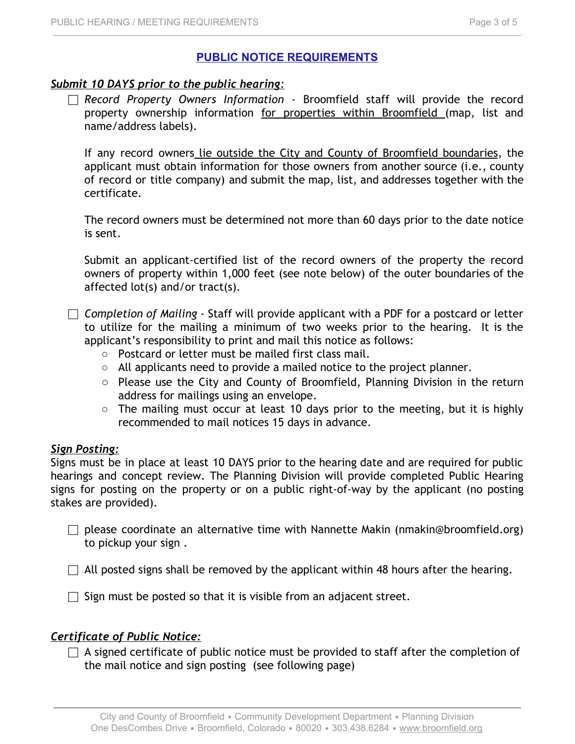## PUBLIC NOTICE REQUIREMENTS

***Submit 10 DAYS prior to the public hearing:***

- ☐ *Record Property Owners Information* - Broomfield staff will provide the record property ownership information for properties within Broomfield (map, list and name/address labels).

  If any record owners lie outside the City and County of Broomfield boundaries, the applicant must obtain information for those owners from another source (i.e., county of record or title company) and submit the map, list, and addresses together with the certificate.

  The record owners must be determined not more than 60 days prior to the date notice is sent.

  Submit an applicant-certified list of the record owners of the property the record owners of property within 1,000 feet (see note below) of the outer boundaries of the affected lot(s) and/or tract(s).

- ☐ *Completion of Mailing* - Staff will provide applicant with a PDF for a postcard or letter to utilize for the mailing a minimum of two weeks prior to the hearing. It is the applicant's responsibility to print and mail this notice as follows:
  - Postcard or letter must be mailed first class mail.
  - All applicants need to provide a mailed notice to the project planner.
  - Please use the City and County of Broomfield, Planning Division in the return address for mailings using an envelope.
  - The mailing must occur at least 10 days prior to the meeting, but it is highly recommended to mail notices 15 days in advance.

***Sign Posting:***

Signs must be in place at least 10 DAYS prior to the hearing date and are required for public hearings and concept review. The Planning Division will provide completed Public Hearing signs for posting on the property or on a public right-of-way by the applicant (no posting stakes are provided).

- ☐ please coordinate an alternative time with Nannette Makin (nmakin@broomfield.org) to pickup your sign .

- ☐ All posted signs shall be removed by the applicant within 48 hours after the hearing.

- ☐ Sign must be posted so that it is visible from an adjacent street.

***Certificate of Public Notice:***

- ☐ A signed certificate of public notice must be provided to staff after the completion of the mail notice and sign posting (see following page)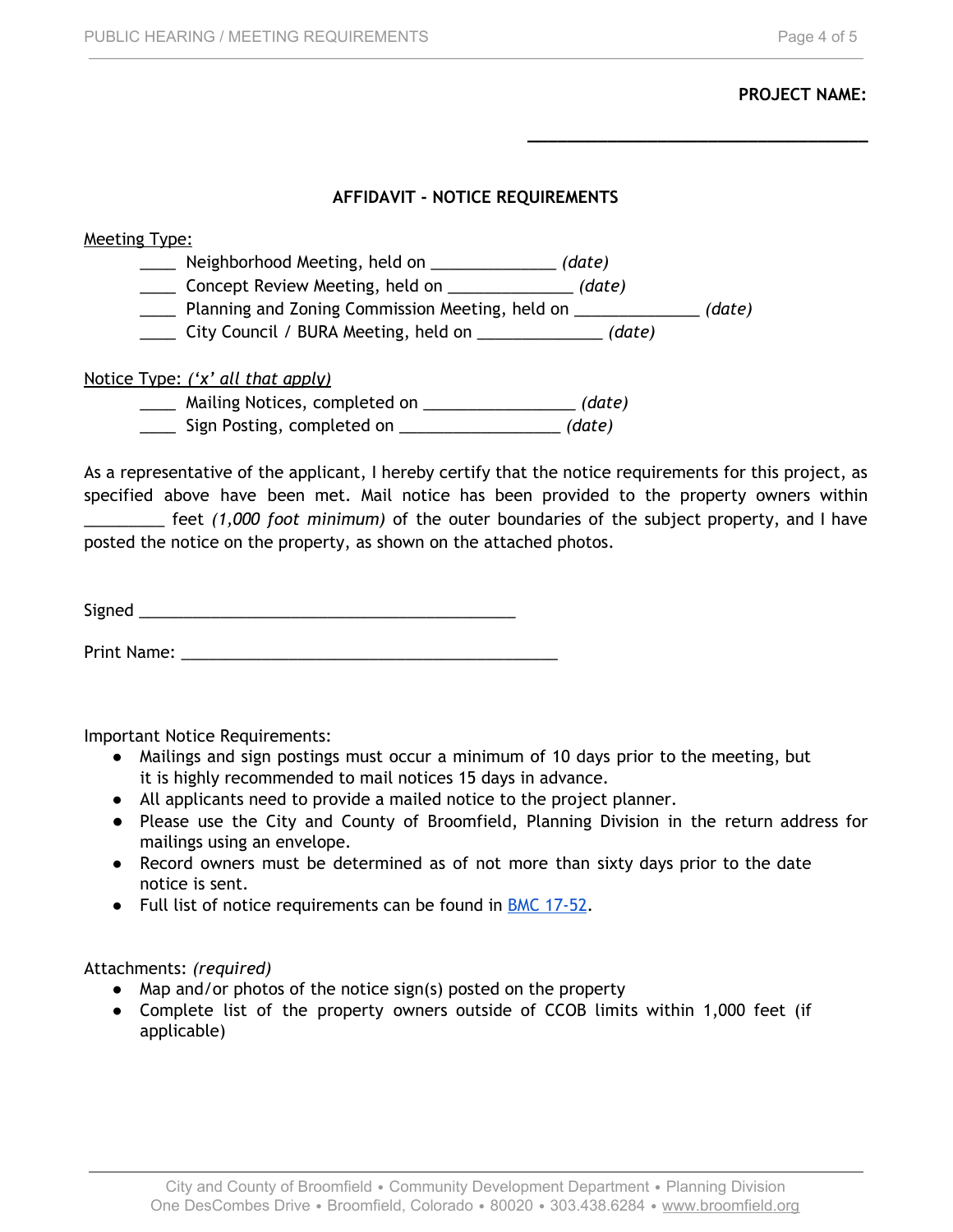**PROJECT NAME:**

\_\_\_\_\_\_\_\_\_\_\_\_\_\_\_\_\_\_\_\_\_\_\_\_\_\_\_\_\_\_\_\_\_\_\_\_\_\_

## AFFIDAVIT - NOTICE REQUIREMENTS

<u>Meeting Type:</u>

- \_\_\_\_ Neighborhood Meeting, held on \_\_\_\_\_\_\_\_\_\_\_\_\_\_ *(date)*
- \_\_\_\_ Concept Review Meeting, held on \_\_\_\_\_\_\_\_\_\_\_\_\_\_ *(date)*
- \_\_\_\_ Planning and Zoning Commission Meeting, held on \_\_\_\_\_\_\_\_\_\_\_\_\_\_ *(date)*
- \_\_\_\_ City Council / BURA Meeting, held on \_\_\_\_\_\_\_\_\_\_\_\_\_\_ *(date)*

<u>Notice Type: *('x' all that apply)*</u>

- \_\_\_\_ Mailing Notices, completed on \_\_\_\_\_\_\_\_\_\_\_\_\_\_\_\_\_ *(date)*
- \_\_\_\_ Sign Posting, completed on \_\_\_\_\_\_\_\_\_\_\_\_\_\_\_\_\_\_ *(date)*

As a representative of the applicant, I hereby certify that the notice requirements for this project, as specified above have been met. Mail notice has been provided to the property owners within \_\_\_\_\_\_\_\_\_ feet *(1,000 foot minimum)* of the outer boundaries of the subject property, and I have posted the notice on the property, as shown on the attached photos.

Signed \_\_\_\_\_\_\_\_\_\_\_\_\_\_\_\_\_\_\_\_\_\_\_\_\_\_\_\_\_\_\_\_\_\_\_\_\_\_\_\_\_\_\_\_

Print Name: \_\_\_\_\_\_\_\_\_\_\_\_\_\_\_\_\_\_\_\_\_\_\_\_\_\_\_\_\_\_\_\_\_\_\_\_\_\_\_\_\_\_\_\_

Important Notice Requirements:

- Mailings and sign postings must occur a minimum of 10 days prior to the meeting, but it is highly recommended to mail notices 15 days in advance.
- All applicants need to provide a mailed notice to the project planner.
- Please use the City and County of Broomfield, Planning Division in the return address for mailings using an envelope.
- Record owners must be determined as of not more than sixty days prior to the date notice is sent.
- Full list of notice requirements can be found in BMC 17-52.

Attachments: *(required)*

- Map and/or photos of the notice sign(s) posted on the property
- Complete list of the property owners outside of CCOB limits within 1,000 feet (if applicable)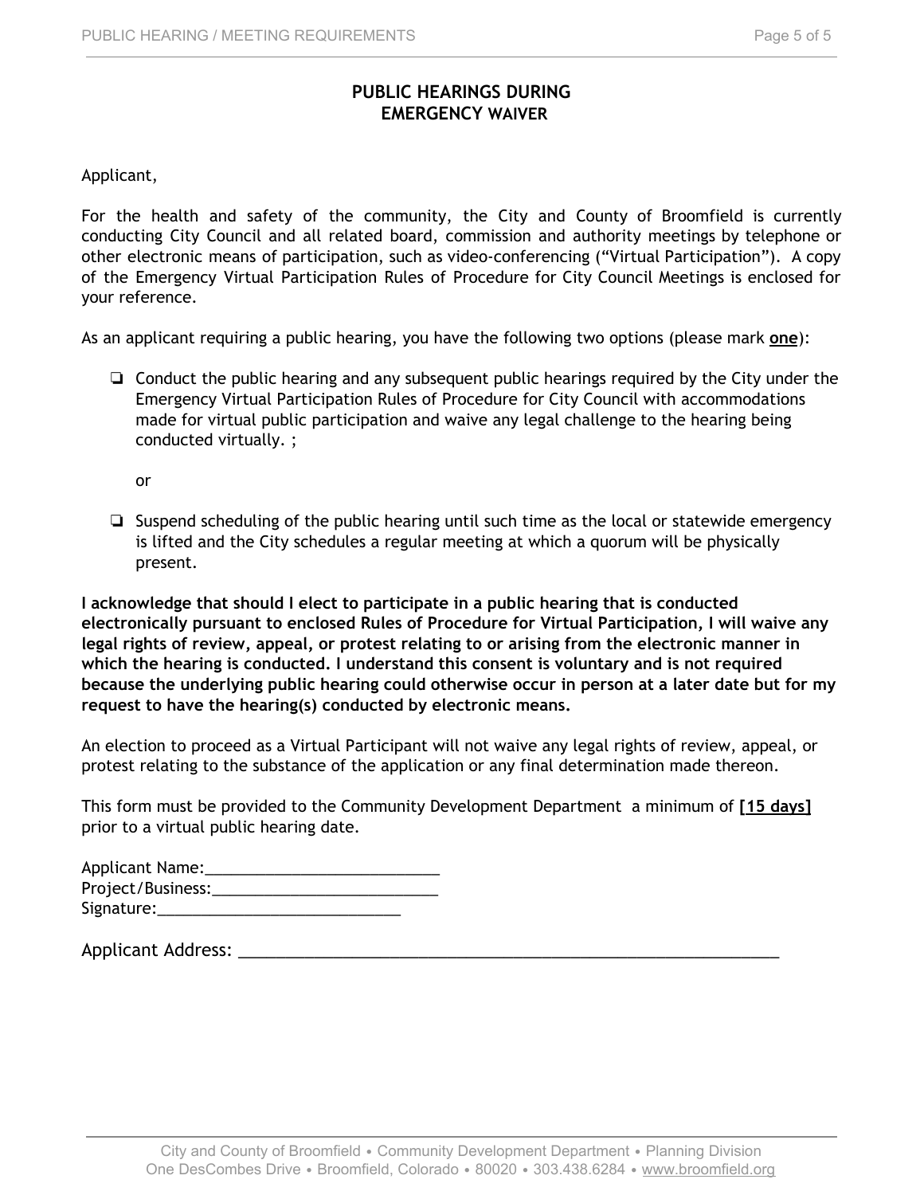# PUBLIC HEARINGS DURING EMERGENCY WAIVER

Applicant,

For the health and safety of the community, the City and County of Broomfield is currently conducting City Council and all related board, commission and authority meetings by telephone or other electronic means of participation, such as video-conferencing ("Virtual Participation"). A copy of the Emergency Virtual Participation Rules of Procedure for City Council Meetings is enclosed for your reference.

As an applicant requiring a public hearing, you have the following two options (please mark **one**):

- ❏ Conduct the public hearing and any subsequent public hearings required by the City under the Emergency Virtual Participation Rules of Procedure for City Council with accommodations made for virtual public participation and waive any legal challenge to the hearing being conducted virtually. ;

  or

- ❏ Suspend scheduling of the public hearing until such time as the local or statewide emergency is lifted and the City schedules a regular meeting at which a quorum will be physically present.

**I acknowledge that should I elect to participate in a public hearing that is conducted electronically pursuant to enclosed Rules of Procedure for Virtual Participation, I will waive any legal rights of review, appeal, or protest relating to or arising from the electronic manner in which the hearing is conducted. I understand this consent is voluntary and is not required because the underlying public hearing could otherwise occur in person at a later date but for my request to have the hearing(s) conducted by electronic means.**

An election to proceed as a Virtual Participant will not waive any legal rights of review, appeal, or protest relating to the substance of the application or any final determination made thereon.

This form must be provided to the Community Development Department a minimum of **[15 days]** prior to a virtual public hearing date.

Applicant Name:___________________________
Project/Business:__________________________
Signature:____________________________

Applicant Address: _____________________________________________________________

City and County of Broomfield • Community Development Department • Planning Division
One DesCombes Drive • Broomfield, Colorado • 80020 • 303.438.6284 • www.broomfield.org